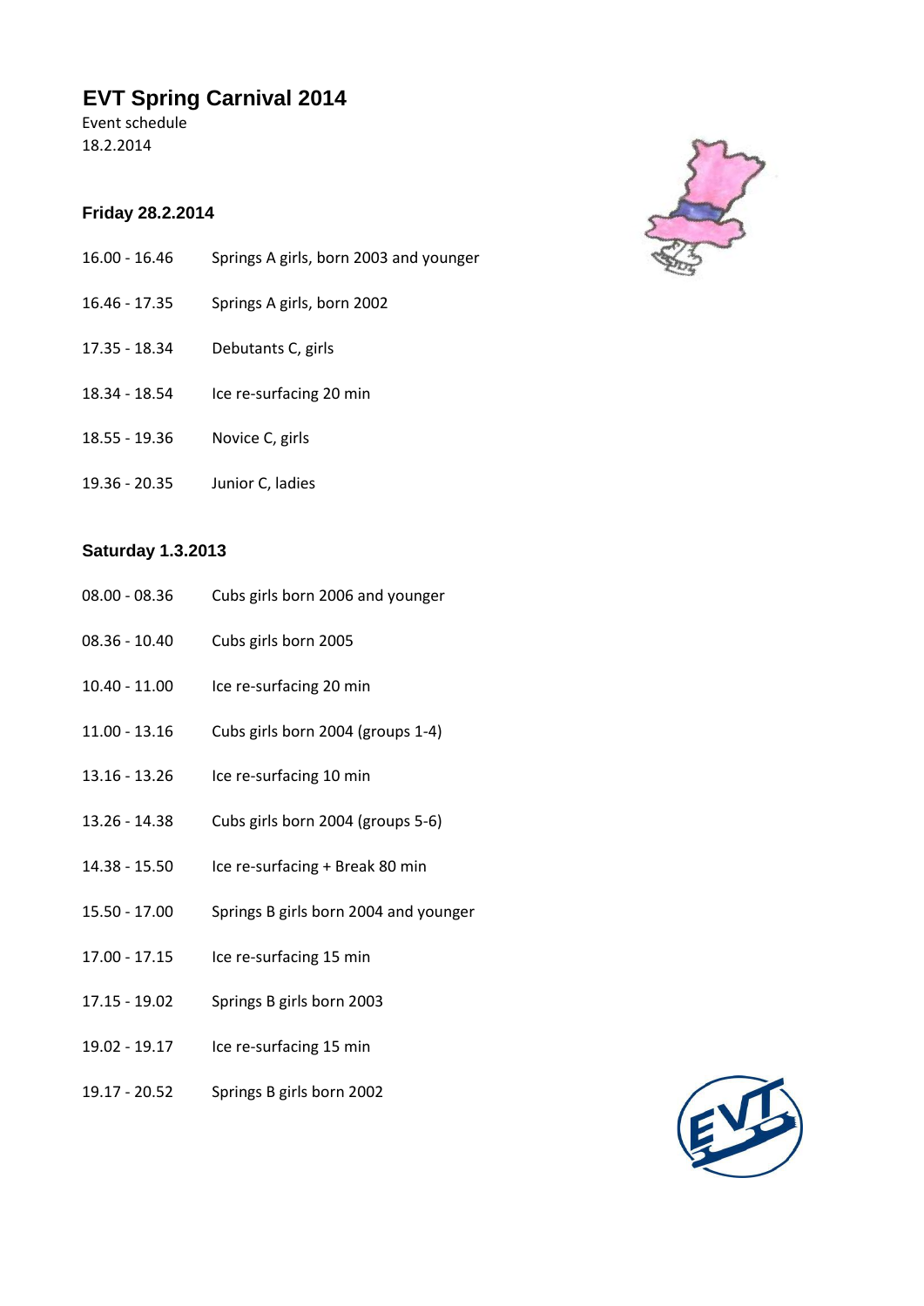# EVT Spring Carnival 2014

Event schedule
18.2.2014

### Friday 28.2.2014

| | |
|---|---|
| 16.00 - 16.46 | Springs A girls, born 2003 and younger |
| 16.46 - 17.35 | Springs A girls, born 2002 |
| 17.35 - 18.34 | Debutants C, girls |
| 18.34 - 18.54 | Ice re-surfacing 20 min |
| 18.55 - 19.36 | Novice C, girls |
| 19.36 - 20.35 | Junior C, ladies |

### Saturday 1.3.2013

| | |
|---|---|
| 08.00 - 08.36 | Cubs girls born 2006 and younger |
| 08.36 - 10.40 | Cubs girls born 2005 |
| 10.40 - 11.00 | Ice re-surfacing 20 min |
| 11.00 - 13.16 | Cubs girls born 2004 (groups 1-4) |
| 13.16 - 13.26 | Ice re-surfacing 10 min |
| 13.26 - 14.38 | Cubs girls born 2004 (groups 5-6) |
| 14.38 - 15.50 | Ice re-surfacing + Break 80 min |
| 15.50 - 17.00 | Springs B girls born 2004 and younger |
| 17.00 - 17.15 | Ice re-surfacing 15 min |
| 17.15 - 19.02 | Springs B girls born 2003 |
| 19.02 - 19.17 | Ice re-surfacing 15 min |
| 19.17 - 20.52 | Springs B girls born 2002 |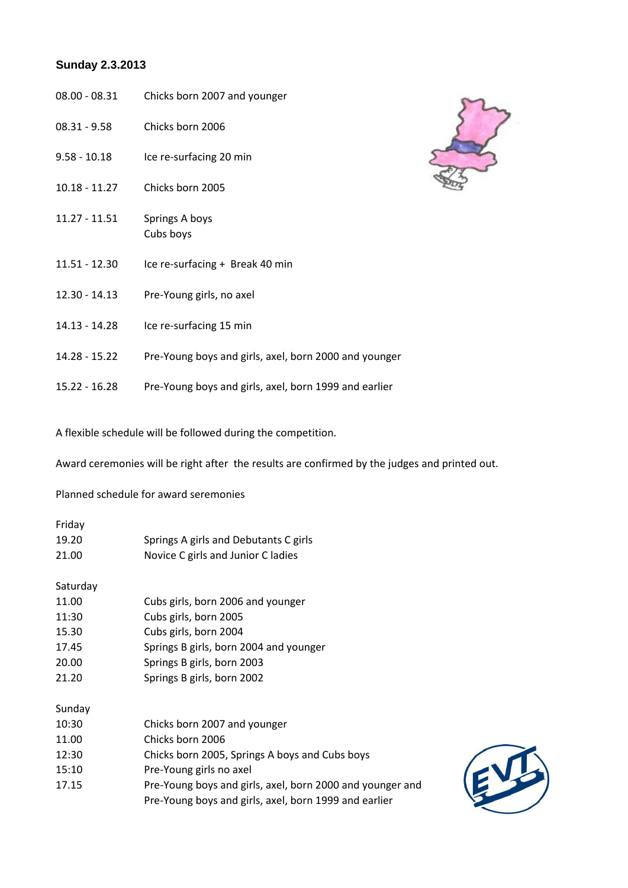**Sunday 2.3.2013**

| | |
|---|---|
| 08.00 - 08.31 | Chicks born 2007 and younger |
| 08.31 - 9.58 | Chicks born 2006 |
| 9.58 - 10.18 | Ice re-surfacing 20 min |
| 10.18 - 11.27 | Chicks born 2005 |
| 11.27 - 11.51 | Springs A boys<br>Cubs boys |
| 11.51 - 12.30 | Ice re-surfacing + Break 40 min |
| 12.30 - 14.13 | Pre-Young girls, no axel |
| 14.13 - 14.28 | Ice re-surfacing 15 min |
| 14.28 - 15.22 | Pre-Young boys and girls, axel, born 2000 and younger |
| 15.22 - 16.28 | Pre-Young boys and girls, axel, born 1999 and earlier |

A flexible schedule will be followed during the competition.

Award ceremonies will be right after the results are confirmed by the judges and printed out.

Planned schedule for award seremonies

Friday

| | |
|---|---|
| 19.20 | Springs A girls and Debutants C girls |
| 21.00 | Novice C girls and Junior C ladies |

Saturday

| | |
|---|---|
| 11.00 | Cubs girls, born 2006 and younger |
| 11:30 | Cubs girls, born 2005 |
| 15.30 | Cubs girls, born 2004 |
| 17.45 | Springs B girls, born 2004 and younger |
| 20.00 | Springs B girls, born 2003 |
| 21.20 | Springs B girls, born 2002 |

Sunday

| | |
|---|---|
| 10:30 | Chicks born 2007 and younger |
| 11.00 | Chicks born 2006 |
| 12:30 | Chicks born 2005, Springs A boys and Cubs boys |
| 15:10 | Pre-Young girls no axel |
| 17.15 | Pre-Young boys and girls, axel, born 2000 and younger and<br>Pre-Young boys and girls, axel, born 1999 and earlier |